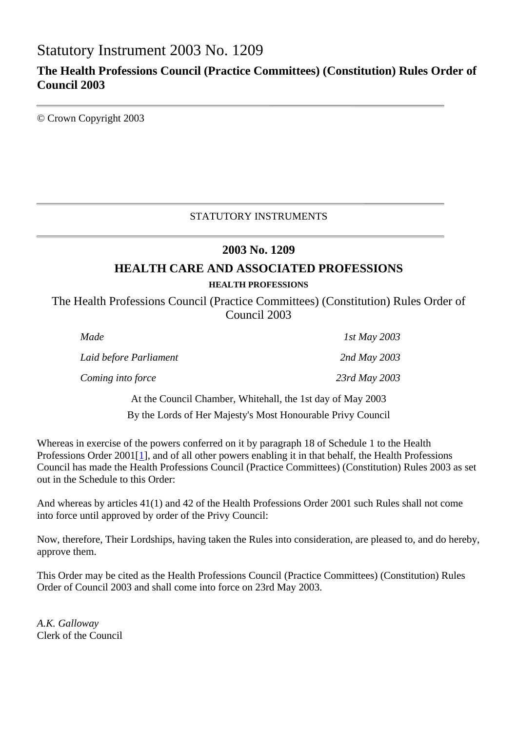# Statutory Instrument 2003 No. 1209

## The Health Professions Council (Practice Committees) (Constitution) Rules Order of Council 2003

© Crown Copyright 2003

---

STATUTORY INSTRUMENTS

---

## 2003 No. 1209

## HEALTH CARE AND ASSOCIATED PROFESSIONS

### HEALTH PROFESSIONS

The Health Professions Council (Practice Committees) (Constitution) Rules Order of Council 2003

| | |
|---|---|
| *Made* | *1st May 2003* |
| *Laid before Parliament* | *2nd May 2003* |
| *Coming into force* | *23rd May 2003* |

At the Council Chamber, Whitehall, the 1st day of May 2003

By the Lords of Her Majesty's Most Honourable Privy Council

Whereas in exercise of the powers conferred on it by paragraph 18 of Schedule 1 to the Health Professions Order 2001[1], and of all other powers enabling it in that behalf, the Health Professions Council has made the Health Professions Council (Practice Committees) (Constitution) Rules 2003 as set out in the Schedule to this Order:

And whereas by articles 41(1) and 42 of the Health Professions Order 2001 such Rules shall not come into force until approved by order of the Privy Council:

Now, therefore, Their Lordships, having taken the Rules into consideration, are pleased to, and do hereby, approve them.

This Order may be cited as the Health Professions Council (Practice Committees) (Constitution) Rules Order of Council 2003 and shall come into force on 23rd May 2003.

*A.K. Galloway*
Clerk of the Council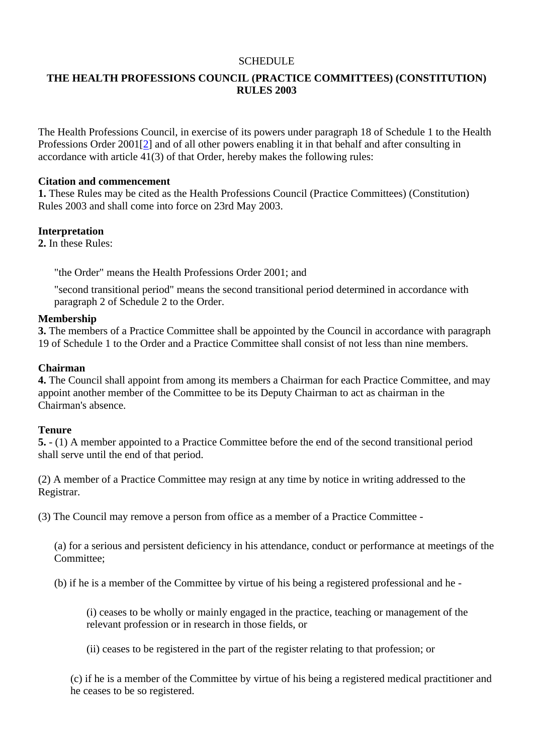SCHEDULE

## THE HEALTH PROFESSIONS COUNCIL (PRACTICE COMMITTEES) (CONSTITUTION) RULES 2003

The Health Professions Council, in exercise of its powers under paragraph 18 of Schedule 1 to the Health Professions Order 2001[2] and of all other powers enabling it in that behalf and after consulting in accordance with article 41(3) of that Order, hereby makes the following rules:

**Citation and commencement**

**1.** These Rules may be cited as the Health Professions Council (Practice Committees) (Constitution) Rules 2003 and shall come into force on 23rd May 2003.

**Interpretation**

**2.** In these Rules:

> "the Order" means the Health Professions Order 2001; and
>
> "second transitional period" means the second transitional period determined in accordance with paragraph 2 of Schedule 2 to the Order.

**Membership**

**3.** The members of a Practice Committee shall be appointed by the Council in accordance with paragraph 19 of Schedule 1 to the Order and a Practice Committee shall consist of not less than nine members.

**Chairman**

**4.** The Council shall appoint from among its members a Chairman for each Practice Committee, and may appoint another member of the Committee to be its Deputy Chairman to act as chairman in the Chairman's absence.

**Tenure**

**5.** - (1) A member appointed to a Practice Committee before the end of the second transitional period shall serve until the end of that period.

(2) A member of a Practice Committee may resign at any time by notice in writing addressed to the Registrar.

(3) The Council may remove a person from office as a member of a Practice Committee -

> (a) for a serious and persistent deficiency in his attendance, conduct or performance at meetings of the Committee;
>
> (b) if he is a member of the Committee by virtue of his being a registered professional and he -
>
> > (i) ceases to be wholly or mainly engaged in the practice, teaching or management of the relevant profession or in research in those fields, or
> >
> > (ii) ceases to be registered in the part of the register relating to that profession; or
>
> (c) if he is a member of the Committee by virtue of his being a registered medical practitioner and he ceases to be so registered.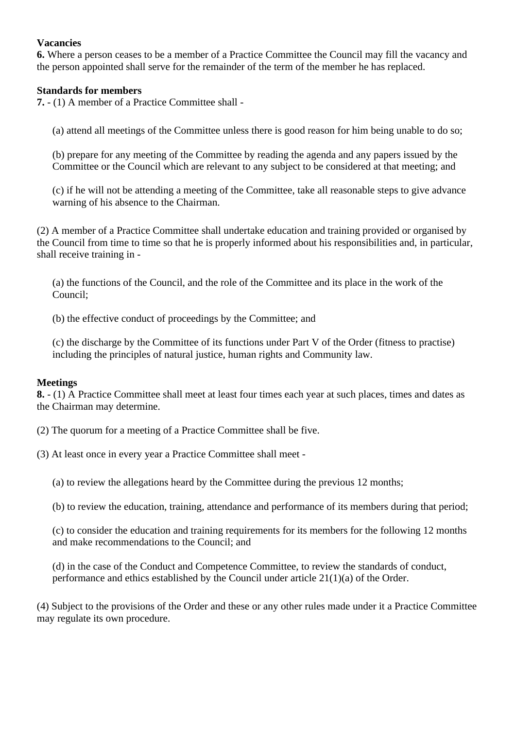**Vacancies**
**6.** Where a person ceases to be a member of a Practice Committee the Council may fill the vacancy and the person appointed shall serve for the remainder of the term of the member he has replaced.

**Standards for members**
**7.** - (1) A member of a Practice Committee shall -

(a) attend all meetings of the Committee unless there is good reason for him being unable to do so;

(b) prepare for any meeting of the Committee by reading the agenda and any papers issued by the Committee or the Council which are relevant to any subject to be considered at that meeting; and

(c) if he will not be attending a meeting of the Committee, take all reasonable steps to give advance warning of his absence to the Chairman.

(2) A member of a Practice Committee shall undertake education and training provided or organised by the Council from time to time so that he is properly informed about his responsibilities and, in particular, shall receive training in -

(a) the functions of the Council, and the role of the Committee and its place in the work of the Council;

(b) the effective conduct of proceedings by the Committee; and

(c) the discharge by the Committee of its functions under Part V of the Order (fitness to practise) including the principles of natural justice, human rights and Community law.

**Meetings**
**8.** - (1) A Practice Committee shall meet at least four times each year at such places, times and dates as the Chairman may determine.

(2) The quorum for a meeting of a Practice Committee shall be five.

(3) At least once in every year a Practice Committee shall meet -

(a) to review the allegations heard by the Committee during the previous 12 months;

(b) to review the education, training, attendance and performance of its members during that period;

(c) to consider the education and training requirements for its members for the following 12 months and make recommendations to the Council; and

(d) in the case of the Conduct and Competence Committee, to review the standards of conduct, performance and ethics established by the Council under article 21(1)(a) of the Order.

(4) Subject to the provisions of the Order and these or any other rules made under it a Practice Committee may regulate its own procedure.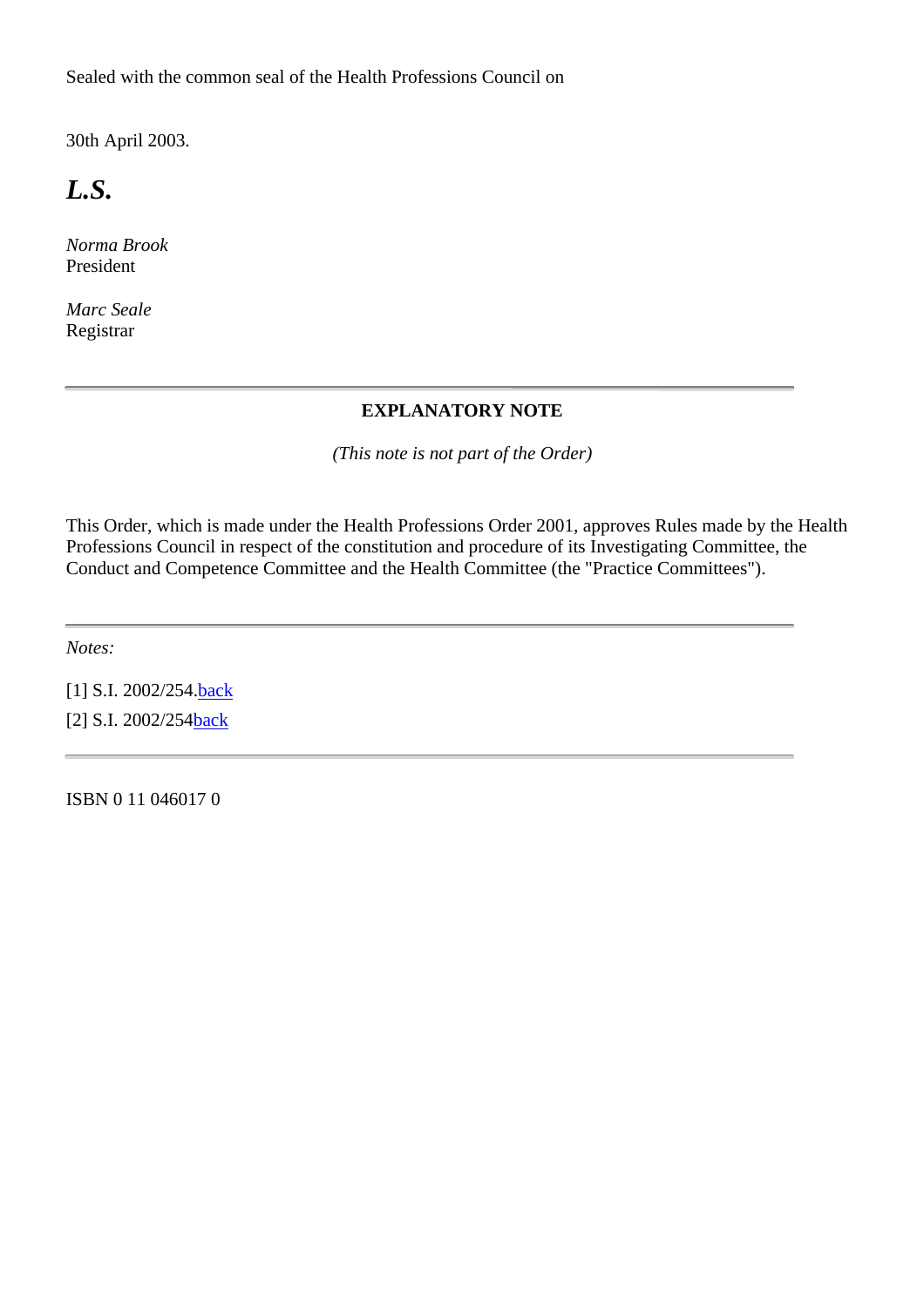Sealed with the common seal of the Health Professions Council on

30th April 2003.

***L.S.***

*Norma Brook*
President

*Marc Seale*
Registrar

---

**EXPLANATORY NOTE**

*(This note is not part of the Order)*

This Order, which is made under the Health Professions Order 2001, approves Rules made by the Health Professions Council in respect of the constitution and procedure of its Investigating Committee, the Conduct and Competence Committee and the Health Committee (the "Practice Committees").

---

*Notes:*

[1] S.I. 2002/254.back

[2] S.I. 2002/254back

---

ISBN 0 11 046017 0